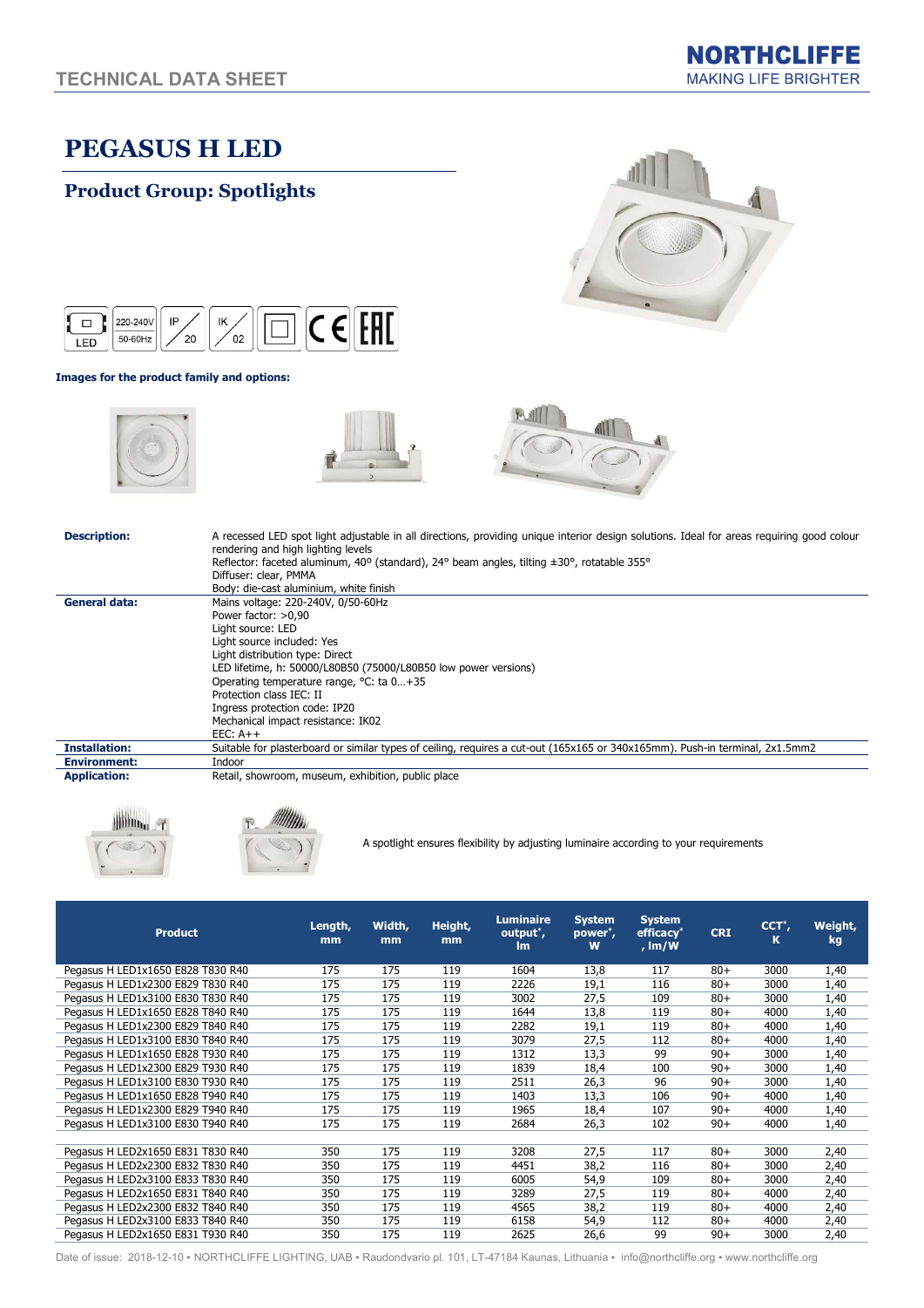TECHNICAL DATA SHEET

NORTHCLIFFE
MAKING LIFE BRIGHTER

# PEGASUS H LED

## Product Group: Spotlights

LED | 220-240V 50-60Hz | IP 20 | IK 02 | CE | EAC

**Images for the product family and options:**

| | |
|---|---|
| **Description:** | A recessed LED spot light adjustable in all directions, providing unique interior design solutions. Ideal for areas requiring good colour rendering and high lighting levels<br>Reflector: faceted aluminum, 40° (standard), 24° beam angles, tilting ±30°, rotatable 355°<br>Diffuser: clear, PMMA<br>Body: die-cast aluminium, white finish |
| **General data:** | Mains voltage: 220-240V, 0/50-60Hz<br>Power factor: >0,90<br>Light source: LED<br>Light source included: Yes<br>Light distribution type: Direct<br>LED lifetime, h: 50000/L80B50 (75000/L80B50 low power versions)<br>Operating temperature range, °C: ta 0…+35<br>Protection class IEC: II<br>Ingress protection code: IP20<br>Mechanical impact resistance: IK02<br>EEC: A++ |
| **Installation:** | Suitable for plasterboard or similar types of ceiling, requires a cut-out (165x165 or 340x165mm). Push-in terminal, 2x1.5mm2 |
| **Environment:** | Indoor |
| **Application:** | Retail, showroom, museum, exhibition, public place |

A spotlight ensures flexibility by adjusting luminaire according to your requirements

| Product | Length, mm | Width, mm | Height, mm | Luminaire output*, lm | System power*, W | System efficacy*, lm/W | CRI | CCT*, K | Weight, kg |
|---|---|---|---|---|---|---|---|---|---|
| Pegasus H LED1x1650 E828 T830 R40 | 175 | 175 | 119 | 1604 | 13,8 | 117 | 80+ | 3000 | 1,40 |
| Pegasus H LED1x2300 E829 T830 R40 | 175 | 175 | 119 | 2226 | 19,1 | 116 | 80+ | 3000 | 1,40 |
| Pegasus H LED1x3100 E830 T830 R40 | 175 | 175 | 119 | 3002 | 27,5 | 109 | 80+ | 3000 | 1,40 |
| Pegasus H LED1x1650 E828 T840 R40 | 175 | 175 | 119 | 1644 | 13,8 | 119 | 80+ | 4000 | 1,40 |
| Pegasus H LED1x2300 E829 T840 R40 | 175 | 175 | 119 | 2282 | 19,1 | 119 | 80+ | 4000 | 1,40 |
| Pegasus H LED1x3100 E830 T840 R40 | 175 | 175 | 119 | 3079 | 27,5 | 112 | 80+ | 4000 | 1,40 |
| Pegasus H LED1x1650 E828 T930 R40 | 175 | 175 | 119 | 1312 | 13,3 | 99 | 90+ | 3000 | 1,40 |
| Pegasus H LED1x2300 E829 T930 R40 | 175 | 175 | 119 | 1839 | 18,4 | 100 | 90+ | 3000 | 1,40 |
| Pegasus H LED1x3100 E830 T930 R40 | 175 | 175 | 119 | 2511 | 26,3 | 96 | 90+ | 3000 | 1,40 |
| Pegasus H LED1x1650 E828 T940 R40 | 175 | 175 | 119 | 1403 | 13,3 | 106 | 90+ | 4000 | 1,40 |
| Pegasus H LED1x2300 E829 T940 R40 | 175 | 175 | 119 | 1965 | 18,4 | 107 | 90+ | 4000 | 1,40 |
| Pegasus H LED1x3100 E830 T940 R40 | 175 | 175 | 119 | 2684 | 26,3 | 102 | 90+ | 4000 | 1,40 |
| | | | | | | | | | |
| Pegasus H LED2x1650 E831 T830 R40 | 350 | 175 | 119 | 3208 | 27,5 | 117 | 80+ | 3000 | 2,40 |
| Pegasus H LED2x2300 E832 T830 R40 | 350 | 175 | 119 | 4451 | 38,2 | 116 | 80+ | 3000 | 2,40 |
| Pegasus H LED2x3100 E833 T830 R40 | 350 | 175 | 119 | 6005 | 54,9 | 109 | 80+ | 3000 | 2,40 |
| Pegasus H LED2x1650 E831 T840 R40 | 350 | 175 | 119 | 3289 | 27,5 | 119 | 80+ | 4000 | 2,40 |
| Pegasus H LED2x2300 E832 T840 R40 | 350 | 175 | 119 | 4565 | 38,2 | 119 | 80+ | 4000 | 2,40 |
| Pegasus H LED2x3100 E833 T840 R40 | 350 | 175 | 119 | 6158 | 54,9 | 112 | 80+ | 4000 | 2,40 |
| Pegasus H LED2x1650 E831 T930 R40 | 350 | 175 | 119 | 2625 | 26,6 | 99 | 90+ | 3000 | 2,40 |

Date of issue: 2018-12-10 • NORTHCLIFFE LIGHTING, UAB • Raudondvario pl. 101, LT-47184 Kaunas, Lithuania • info@northcliffe.org • www.northcliffe.org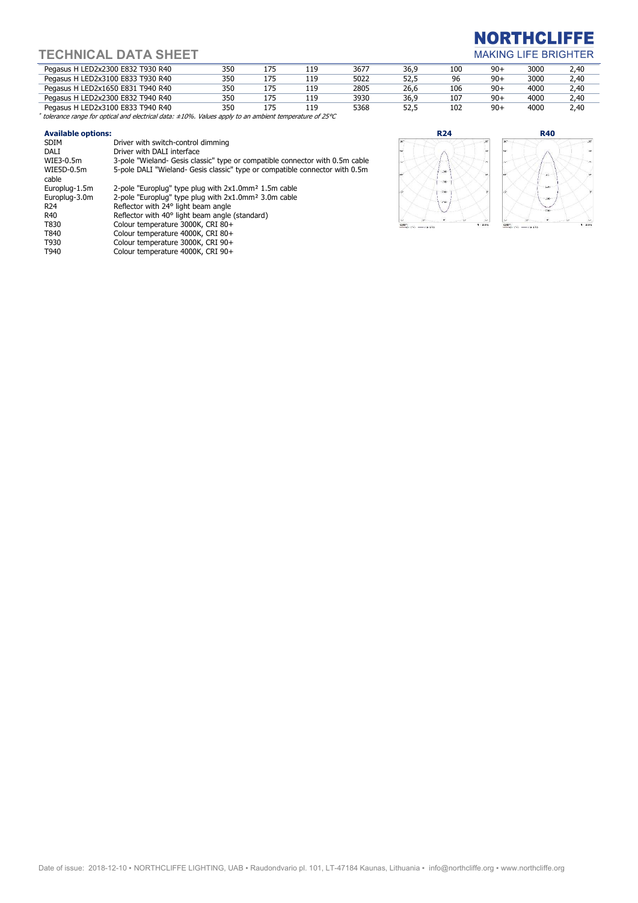| | | | | | | | | | |
|---|---|---|---|---|---|---|---|---|---|
| Pegasus H LED2x2300 E832 T930 R40 | 350 | 175 | 119 | 3677 | 36,9 | 100 | 90+ | 3000 | 2,40 |
| Pegasus H LED2x3100 E833 T930 R40 | 350 | 175 | 119 | 5022 | 52,5 | 96 | 90+ | 3000 | 2,40 |
| Pegasus H LED2x1650 E831 T940 R40 | 350 | 175 | 119 | 2805 | 26,6 | 106 | 90+ | 4000 | 2,40 |
| Pegasus H LED2x2300 E832 T940 R40 | 350 | 175 | 119 | 3930 | 36,9 | 107 | 90+ | 4000 | 2,40 |
| Pegasus H LED2x3100 E833 T940 R40 | 350 | 175 | 119 | 5368 | 52,5 | 102 | 90+ | 4000 | 2,40 |

*\* tolerance range for optical and electrical data: ±10%. Values apply to an ambient temperature of 25°C*

**Available options:**

| | |
|---|---|
| SDIM | Driver with switch-control dimming |
| DALI | Driver with DALI interface |
| WIE3-0.5m | 3-pole "Wieland- Gesis classic" type or compatible connector with 0.5m cable |
| WIE5D-0.5m | 5-pole DALI "Wieland- Gesis classic" type or compatible connector with 0.5m cable |
| Europlug-1.5m | 2-pole "Europlug" type plug with 2x1.0mm² 1.5m cable |
| Europlug-3.0m | 2-pole "Europlug" type plug with 2x1.0mm² 3.0m cable |
| R24 | Reflector with 24° light beam angle |
| R40 | Reflector with 40° light beam angle (standard) |
| T830 | Colour temperature 3000K, CRI 80+ |
| T840 | Colour temperature 4000K, CRI 80+ |
| T930 | Colour temperature 3000K, CRI 90+ |
| T940 | Colour temperature 4000K, CRI 90+ |

**R24**

**R40**